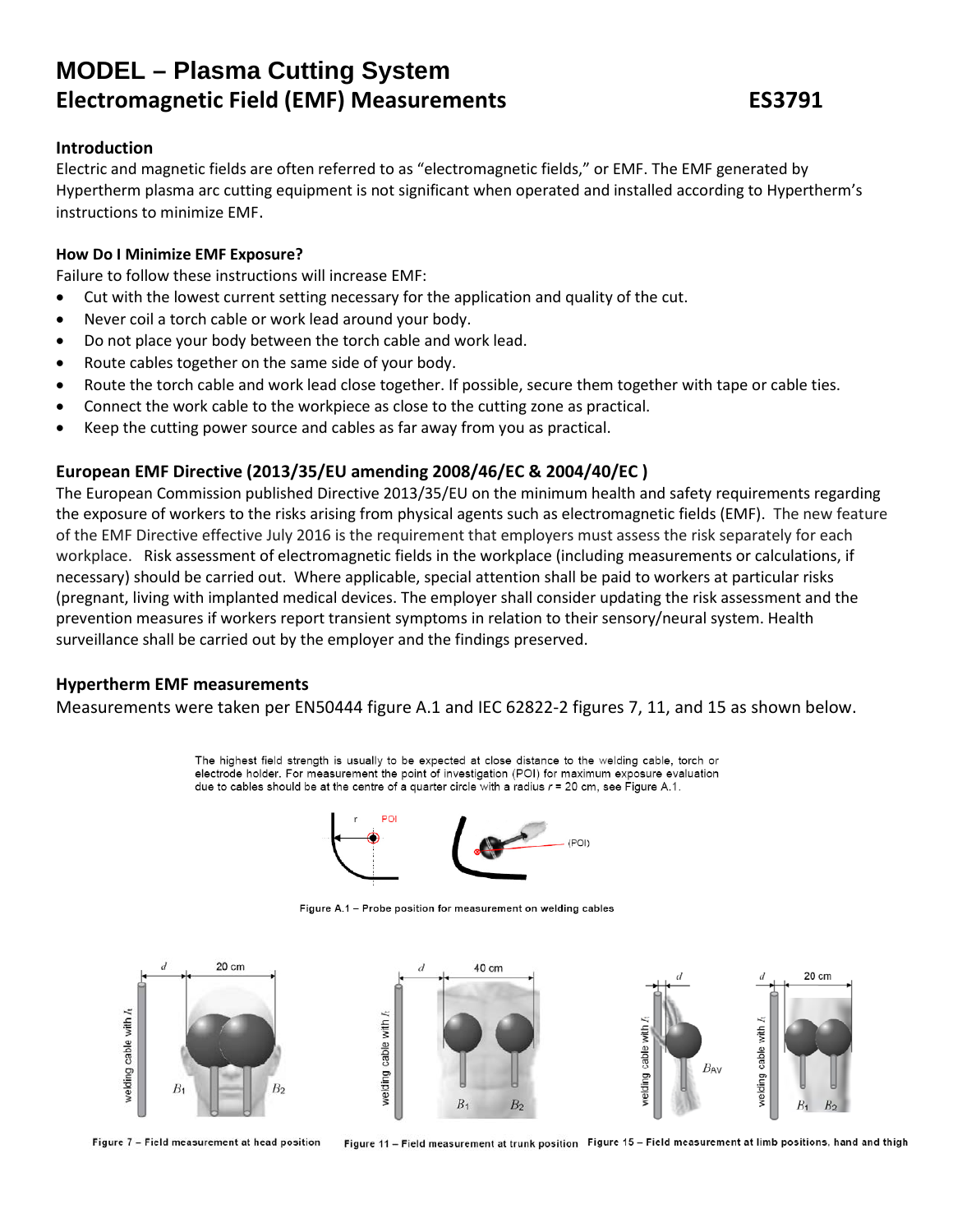# MODEL – Plasma Cutting System

## Electromagnetic Field (EMF) Measurements ES3791

### Introduction

Electric and magnetic fields are often referred to as "electromagnetic fields," or EMF. The EMF generated by Hypertherm plasma arc cutting equipment is not significant when operated and installed according to Hypertherm's instructions to minimize EMF.

### How Do I Minimize EMF Exposure?

Failure to follow these instructions will increase EMF:

- Cut with the lowest current setting necessary for the application and quality of the cut.
- Never coil a torch cable or work lead around your body.
- Do not place your body between the torch cable and work lead.
- Route cables together on the same side of your body.
- Route the torch cable and work lead close together. If possible, secure them together with tape or cable ties.
- Connect the work cable to the workpiece as close to the cutting zone as practical.
- Keep the cutting power source and cables as far away from you as practical.

### European EMF Directive (2013/35/EU amending 2008/46/EC & 2004/40/EC )

The European Commission published Directive 2013/35/EU on the minimum health and safety requirements regarding the exposure of workers to the risks arising from physical agents such as electromagnetic fields (EMF). The new feature of the EMF Directive effective July 2016 is the requirement that employers must assess the risk separately for each workplace. Risk assessment of electromagnetic fields in the workplace (including measurements or calculations, if necessary) should be carried out. Where applicable, special attention shall be paid to workers at particular risks (pregnant, living with implanted medical devices. The employer shall consider updating the risk assessment and the prevention measures if workers report transient symptoms in relation to their sensory/neural system. Health surveillance shall be carried out by the employer and the findings preserved.

### Hypertherm EMF measurements

Measurements were taken per EN50444 figure A.1 and IEC 62822-2 figures 7, 11, and 15 as shown below.

The highest field strength is usually to be expected at close distance to the welding cable, torch or electrode holder. For measurement the point of investigation (POI) for maximum exposure evaluation due to cables should be at the centre of a quarter circle with a radius $r$ = 20 cm, see Figure A.1.

Figure A.1 – Probe position for measurement on welding cables

Figure 7 – Field measurement at head position

Figure 11 – Field measurement at trunk position

Figure 15 – Field measurement at limb positions, hand and thigh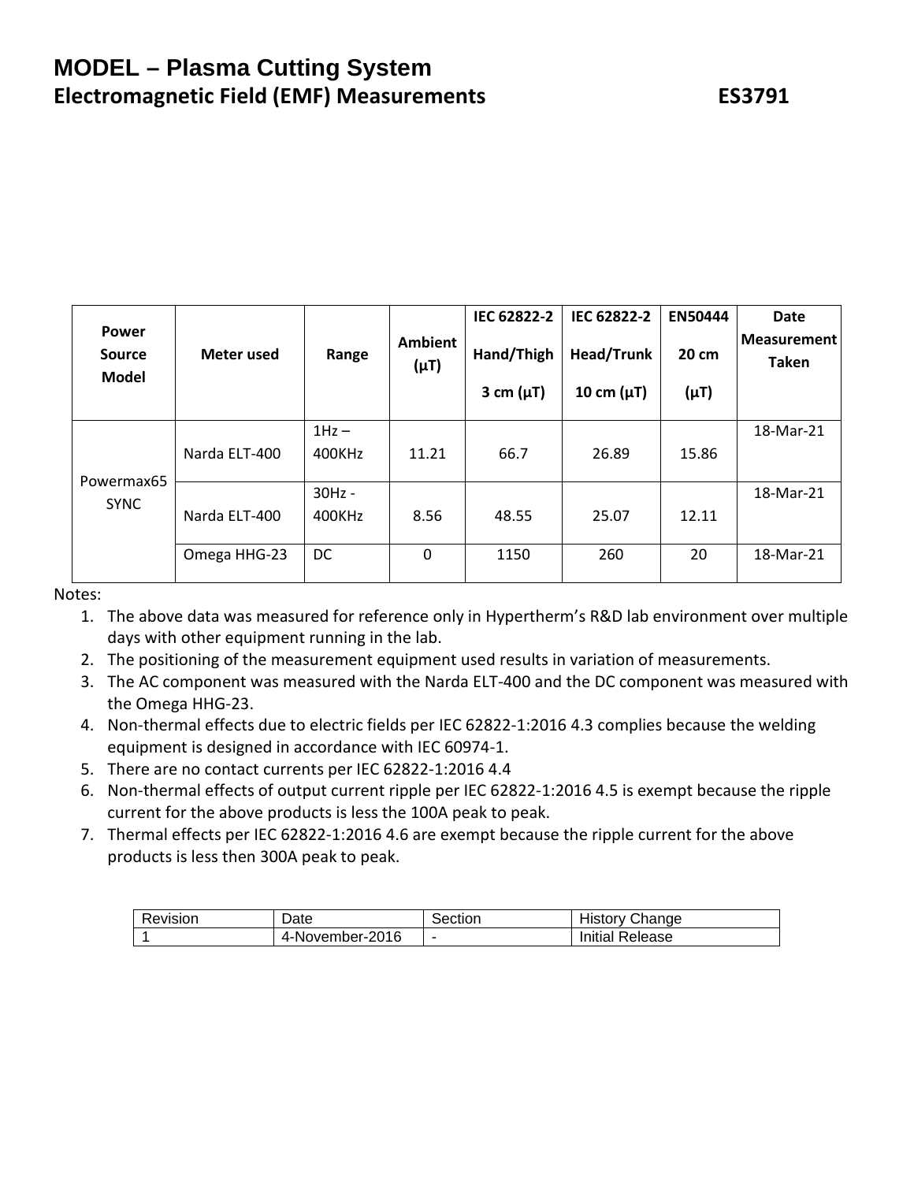# MODEL – Plasma Cutting System

## Electromagnetic Field (EMF) Measurements ES3791

| Power Source Model | Meter used | Range | Ambient (μT) | IEC 62822-2 Hand/Thigh 3 cm (μT) | IEC 62822-2 Head/Trunk 10 cm (μT) | EN50444 20 cm (μT) | Date Measurement Taken |
|---|---|---|---|---|---|---|---|
| Powermax65 SYNC | Narda ELT-400 | 1Hz – 400KHz | 11.21 | 66.7 | 26.89 | 15.86 | 18-Mar-21 |
| | Narda ELT-400 | 30Hz - 400KHz | 8.56 | 48.55 | 25.07 | 12.11 | 18-Mar-21 |
| | Omega HHG-23 | DC | 0 | 1150 | 260 | 20 | 18-Mar-21 |

Notes:

1. The above data was measured for reference only in Hypertherm's R&D lab environment over multiple days with other equipment running in the lab.
2. The positioning of the measurement equipment used results in variation of measurements.
3. The AC component was measured with the Narda ELT-400 and the DC component was measured with the Omega HHG-23.
4. Non-thermal effects due to electric fields per IEC 62822-1:2016 4.3 complies because the welding equipment is designed in accordance with IEC 60974-1.
5. There are no contact currents per IEC 62822-1:2016 4.4
6. Non-thermal effects of output current ripple per IEC 62822-1:2016 4.5 is exempt because the ripple current for the above products is less the 100A peak to peak.
7. Thermal effects per IEC 62822-1:2016 4.6 are exempt because the ripple current for the above products is less then 300A peak to peak.

| Revision | Date | Section | History Change |
|---|---|---|---|
| 1 | 4-November-2016 | - | Initial Release |